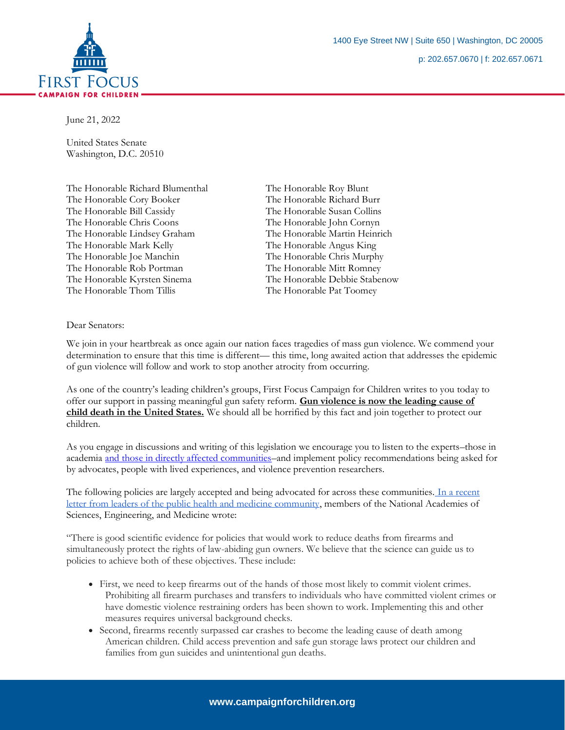FIRST FOCUS
CAMPAIGN FOR CHILDREN

1400 Eye Street NW | Suite 650 | Washington, DC 20005

p: 202.657.0670 | f: 202.657.0671

June 21, 2022

United States Senate
Washington, D.C. 20510

The Honorable Richard Blumenthal
The Honorable Cory Booker
The Honorable Bill Cassidy
The Honorable Chris Coons
The Honorable Lindsey Graham
The Honorable Mark Kelly
The Honorable Joe Manchin
The Honorable Rob Portman
The Honorable Kyrsten Sinema
The Honorable Thom Tillis
The Honorable Roy Blunt
The Honorable Richard Burr
The Honorable Susan Collins
The Honorable John Cornyn
The Honorable Martin Heinrich
The Honorable Angus King
The Honorable Chris Murphy
The Honorable Mitt Romney
The Honorable Debbie Stabenow
The Honorable Pat Toomey

Dear Senators:

We join in your heartbreak as once again our nation faces tragedies of mass gun violence. We commend your determination to ensure that this time is different— this time, long awaited action that addresses the epidemic of gun violence will follow and work to stop another atrocity from occurring.

As one of the country's leading children's groups, First Focus Campaign for Children writes to you today to offer our support in passing meaningful gun safety reform. **Gun violence is now the leading cause of child death in the United States.** We should all be horrified by this fact and join together to protect our children.

As you engage in discussions and writing of this legislation we encourage you to listen to the experts–those in academia and those in directly affected communities–and implement policy recommendations being asked for by advocates, people with lived experiences, and violence prevention researchers.

The following policies are largely accepted and being advocated for across these communities. In a recent letter from leaders of the public health and medicine community, members of the National Academies of Sciences, Engineering, and Medicine wrote:

"There is good scientific evidence for policies that would work to reduce deaths from firearms and simultaneously protect the rights of law-abiding gun owners. We believe that the science can guide us to policies to achieve both of these objectives. These include:

- First, we need to keep firearms out of the hands of those most likely to commit violent crimes. Prohibiting all firearm purchases and transfers to individuals who have committed violent crimes or have domestic violence restraining orders has been shown to work. Implementing this and other measures requires universal background checks.
- Second, firearms recently surpassed car crashes to become the leading cause of death among American children. Child access prevention and safe gun storage laws protect our children and families from gun suicides and unintentional gun deaths.

www.campaignforchildren.org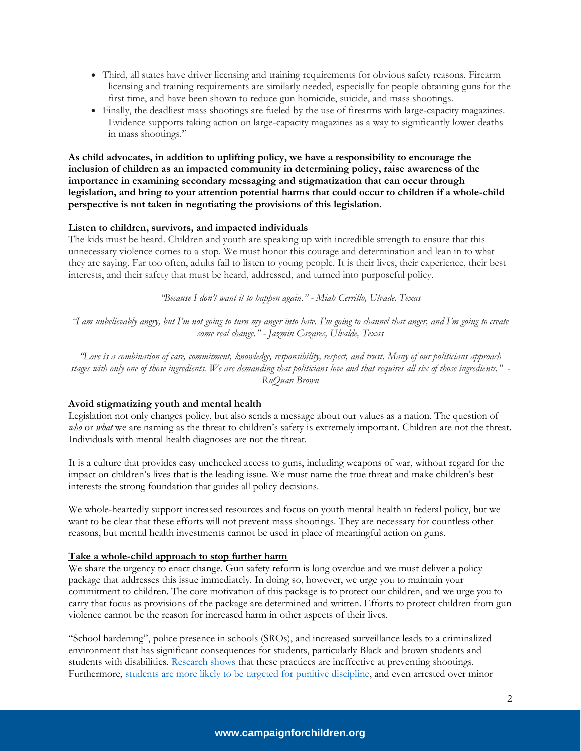- Third, all states have driver licensing and training requirements for obvious safety reasons. Firearm licensing and training requirements are similarly needed, especially for people obtaining guns for the first time, and have been shown to reduce gun homicide, suicide, and mass shootings.
- Finally, the deadliest mass shootings are fueled by the use of firearms with large-capacity magazines. Evidence supports taking action on large-capacity magazines as a way to significantly lower deaths in mass shootings."

**As child advocates, in addition to uplifting policy, we have a responsibility to encourage the inclusion of children as an impacted community in determining policy, raise awareness of the importance in examining secondary messaging and stigmatization that can occur through legislation, and bring to your attention potential harms that could occur to children if a whole-child perspective is not taken in negotiating the provisions of this legislation.**

**Listen to children, survivors, and impacted individuals**

The kids must be heard. Children and youth are speaking up with incredible strength to ensure that this unnecessary violence comes to a stop. We must honor this courage and determination and lean in to what they are saying. Far too often, adults fail to listen to young people. It is their lives, their experience, their best interests, and their safety that must be heard, addressed, and turned into purposeful policy.

*"Because I don't want it to happen again." - Miah Cerrillo, Ulvade, Texas*

*"I am unbelievably angry, but I'm not going to turn my anger into hate. I'm going to channel that anger, and I'm going to create some real change." - Jazmin Cazares, Ulvalde, Texas*

*"Love is a combination of care, commitment, knowledge, responsibility, respect, and trust. Many of our politicians approach stages with only one of those ingredients. We are demanding that politicians love and that requires all six of those ingredients." - RuQuan Brown*

**Avoid stigmatizing youth and mental health**

Legislation not only changes policy, but also sends a message about our values as a nation. The question of *who* or *what* we are naming as the threat to children's safety is extremely important. Children are not the threat. Individuals with mental health diagnoses are not the threat.

It is a culture that provides easy unchecked access to guns, including weapons of war, without regard for the impact on children's lives that is the leading issue. We must name the true threat and make children's best interests the strong foundation that guides all policy decisions.

We whole-heartedly support increased resources and focus on youth mental health in federal policy, but we want to be clear that these efforts will not prevent mass shootings. They are necessary for countless other reasons, but mental health investments cannot be used in place of meaningful action on guns.

**Take a whole-child approach to stop further harm**

We share the urgency to enact change. Gun safety reform is long overdue and we must deliver a policy package that addresses this issue immediately. In doing so, however, we urge you to maintain your commitment to children. The core motivation of this package is to protect our children, and we urge you to carry that focus as provisions of the package are determined and written. Efforts to protect children from gun violence cannot be the reason for increased harm in other aspects of their lives.

"School hardening", police presence in schools (SROs), and increased surveillance leads to a criminalized environment that has significant consequences for students, particularly Black and brown students and students with disabilities. Research shows that these practices are ineffective at preventing shootings. Furthermore, students are more likely to be targeted for punitive discipline, and even arrested over minor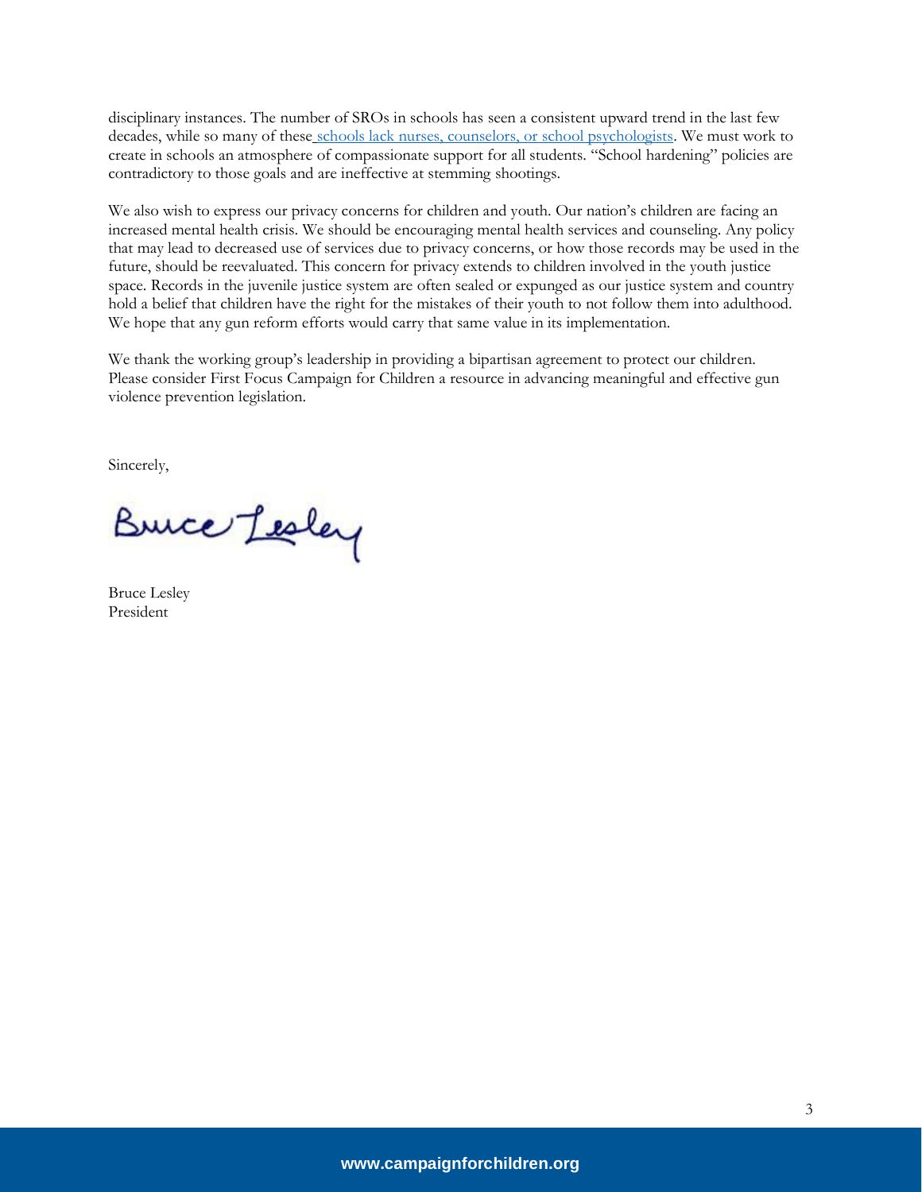disciplinary instances. The number of SROs in schools has seen a consistent upward trend in the last few decades, while so many of these schools lack nurses, counselors, or school psychologists. We must work to create in schools an atmosphere of compassionate support for all students. "School hardening" policies are contradictory to those goals and are ineffective at stemming shootings.

We also wish to express our privacy concerns for children and youth. Our nation's children are facing an increased mental health crisis. We should be encouraging mental health services and counseling. Any policy that may lead to decreased use of services due to privacy concerns, or how those records may be used in the future, should be reevaluated. This concern for privacy extends to children involved in the youth justice space. Records in the juvenile justice system are often sealed or expunged as our justice system and country hold a belief that children have the right for the mistakes of their youth to not follow them into adulthood. We hope that any gun reform efforts would carry that same value in its implementation.

We thank the working group's leadership in providing a bipartisan agreement to protect our children. Please consider First Focus Campaign for Children a resource in advancing meaningful and effective gun violence prevention legislation.

Sincerely,

Bruce Lesley

Bruce Lesley
President

www.campaignforchildren.org